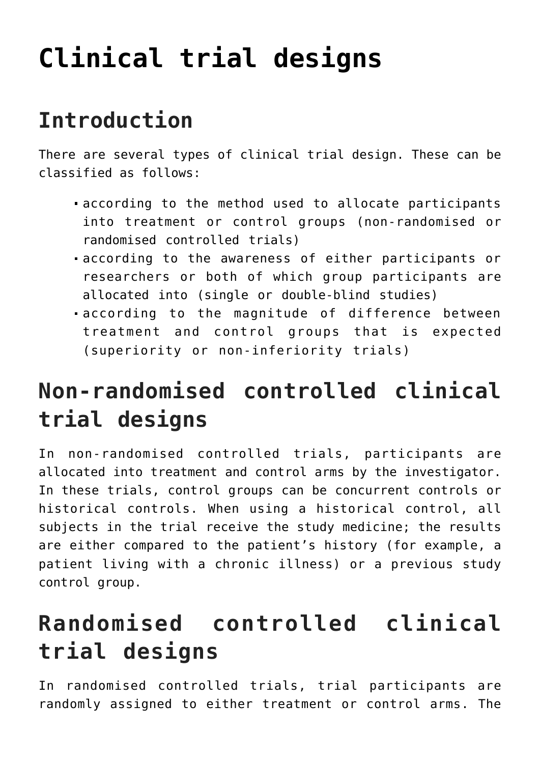# Clinical trial designs

## Introduction

There are several types of clinical trial design. These can be classified as follows:

- according to the method used to allocate participants into treatment or control groups (non-randomised or randomised controlled trials)
- according to the awareness of either participants or researchers or both of which group participants are allocated into (single or double-blind studies)
- according to the magnitude of difference between treatment and control groups that is expected (superiority or non-inferiority trials)

## Non-randomised controlled clinical trial designs

In non-randomised controlled trials, participants are allocated into treatment and control arms by the investigator. In these trials, control groups can be concurrent controls or historical controls. When using a historical control, all subjects in the trial receive the study medicine; the results are either compared to the patient's history (for example, a patient living with a chronic illness) or a previous study control group.

## Randomised controlled clinical trial designs

In randomised controlled trials, trial participants are randomly assigned to either treatment or control arms. The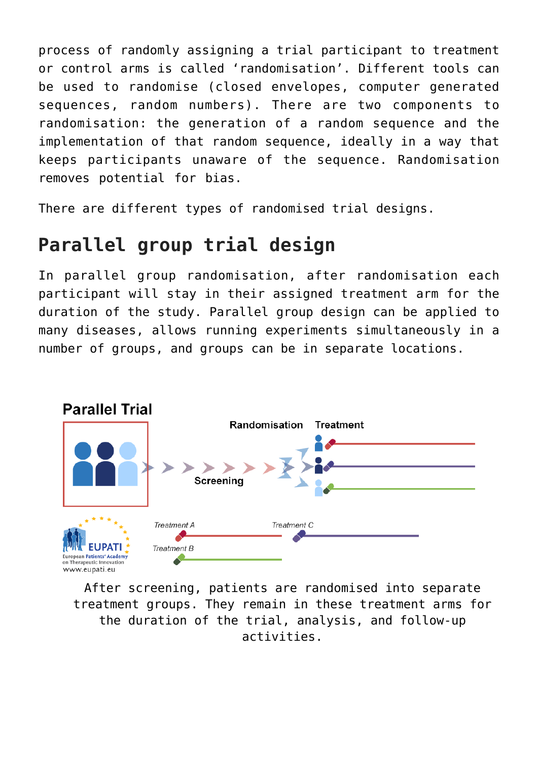process of randomly assigning a trial participant to treatment or control arms is called 'randomisation'. Different tools can be used to randomise (closed envelopes, computer generated sequences, random numbers). There are two components to randomisation: the generation of a random sequence and the implementation of that random sequence, ideally in a way that keeps participants unaware of the sequence. Randomisation removes potential for bias.

There are different types of randomised trial designs.

## Parallel group trial design

In parallel group randomisation, after randomisation each participant will stay in their assigned treatment arm for the duration of the study. Parallel group design can be applied to many diseases, allows running experiments simultaneously in a number of groups, and groups can be in separate locations.

After screening, patients are randomised into separate treatment groups. They remain in these treatment arms for the duration of the trial, analysis, and follow-up activities.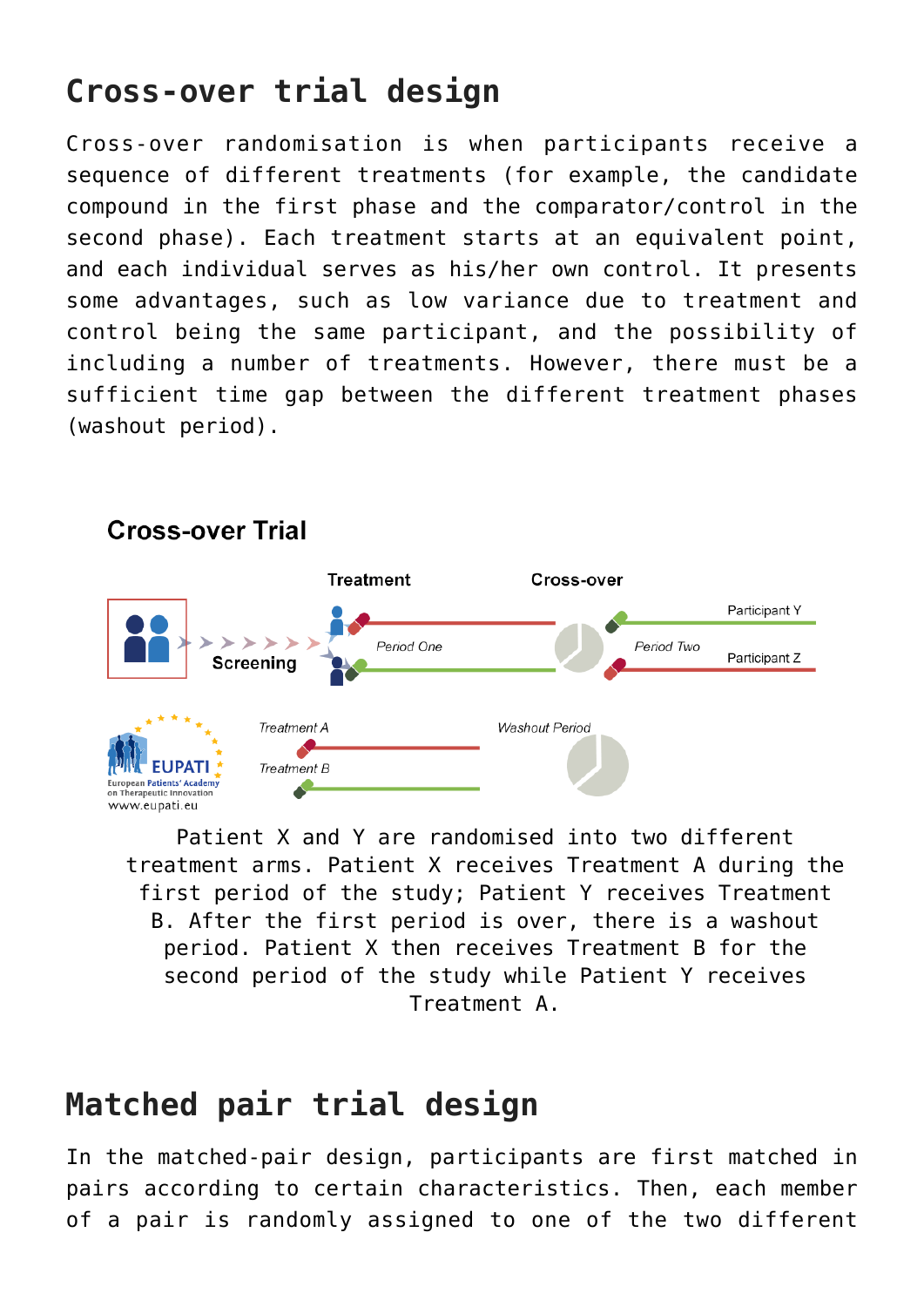## Cross-over trial design

Cross-over randomisation is when participants receive a sequence of different treatments (for example, the candidate compound in the first phase and the comparator/control in the second phase). Each treatment starts at an equivalent point, and each individual serves as his/her own control. It presents some advantages, such as low variance due to treatment and control being the same participant, and the possibility of including a number of treatments. However, there must be a sufficient time gap between the different treatment phases (washout period).

Patient X and Y are randomised into two different treatment arms. Patient X receives Treatment A during the first period of the study; Patient Y receives Treatment B. After the first period is over, there is a washout period. Patient X then receives Treatment B for the second period of the study while Patient Y receives Treatment A.

## Matched pair trial design

In the matched-pair design, participants are first matched in pairs according to certain characteristics. Then, each member of a pair is randomly assigned to one of the two different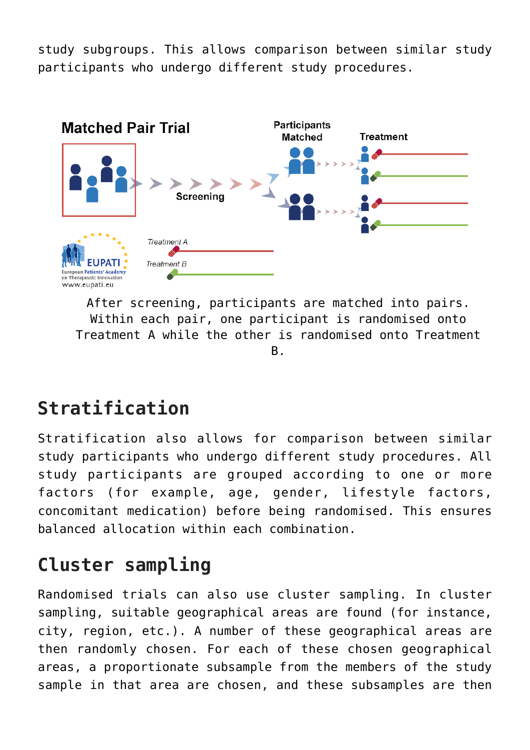study subgroups. This allows comparison between similar study participants who undergo different study procedures.

After screening, participants are matched into pairs. Within each pair, one participant is randomised onto Treatment A while the other is randomised onto Treatment B.

## Stratification

Stratification also allows for comparison between similar study participants who undergo different study procedures. All study participants are grouped according to one or more factors (for example, age, gender, lifestyle factors, concomitant medication) before being randomised. This ensures balanced allocation within each combination.

## Cluster sampling

Randomised trials can also use cluster sampling. In cluster sampling, suitable geographical areas are found (for instance, city, region, etc.). A number of these geographical areas are then randomly chosen. For each of these chosen geographical areas, a proportionate subsample from the members of the study sample in that area are chosen, and these subsamples are then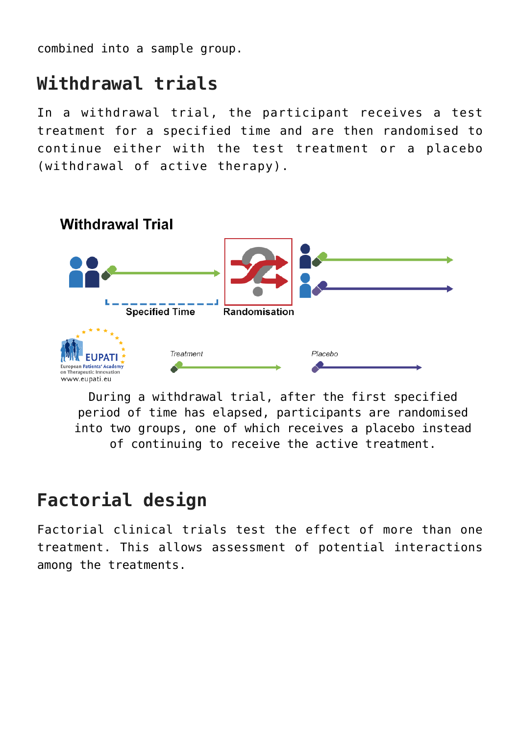combined into a sample group.

## Withdrawal trials

In a withdrawal trial, the participant receives a test treatment for a specified time and are then randomised to continue either with the test treatment or a placebo (withdrawal of active therapy).

During a withdrawal trial, after the first specified period of time has elapsed, participants are randomised into two groups, one of which receives a placebo instead of continuing to receive the active treatment.

## Factorial design

Factorial clinical trials test the effect of more than one treatment. This allows assessment of potential interactions among the treatments.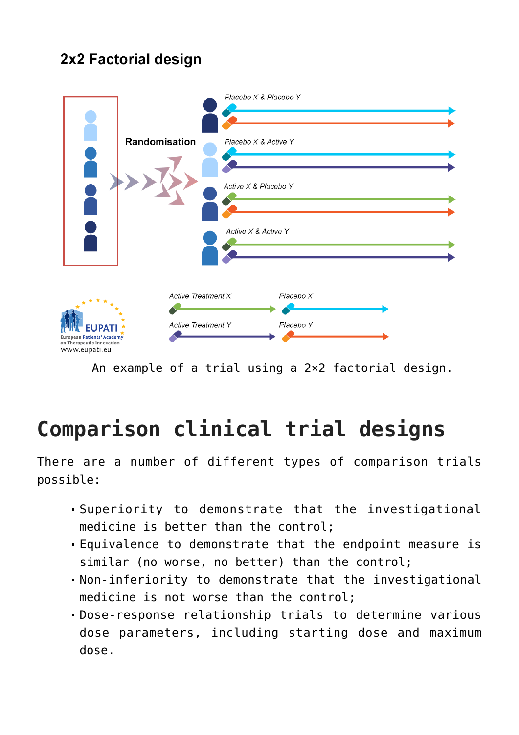### 2x2 Factorial design

Randomisation

Placebo X & Placebo Y

Placebo X & Active Y

Active X & Placebo Y

Active X & Active Y

Active Treatment X

Placebo X

Active Treatment Y

Placebo Y

EUPATI European Patients' Academy on Therapeutic Innovation www.eupati.eu

An example of a trial using a 2×2 factorial design.

# Comparison clinical trial designs

There are a number of different types of comparison trials possible:

- Superiority to demonstrate that the investigational medicine is better than the control;
- Equivalence to demonstrate that the endpoint measure is similar (no worse, no better) than the control;
- Non-inferiority to demonstrate that the investigational medicine is not worse than the control;
- Dose-response relationship trials to determine various dose parameters, including starting dose and maximum dose.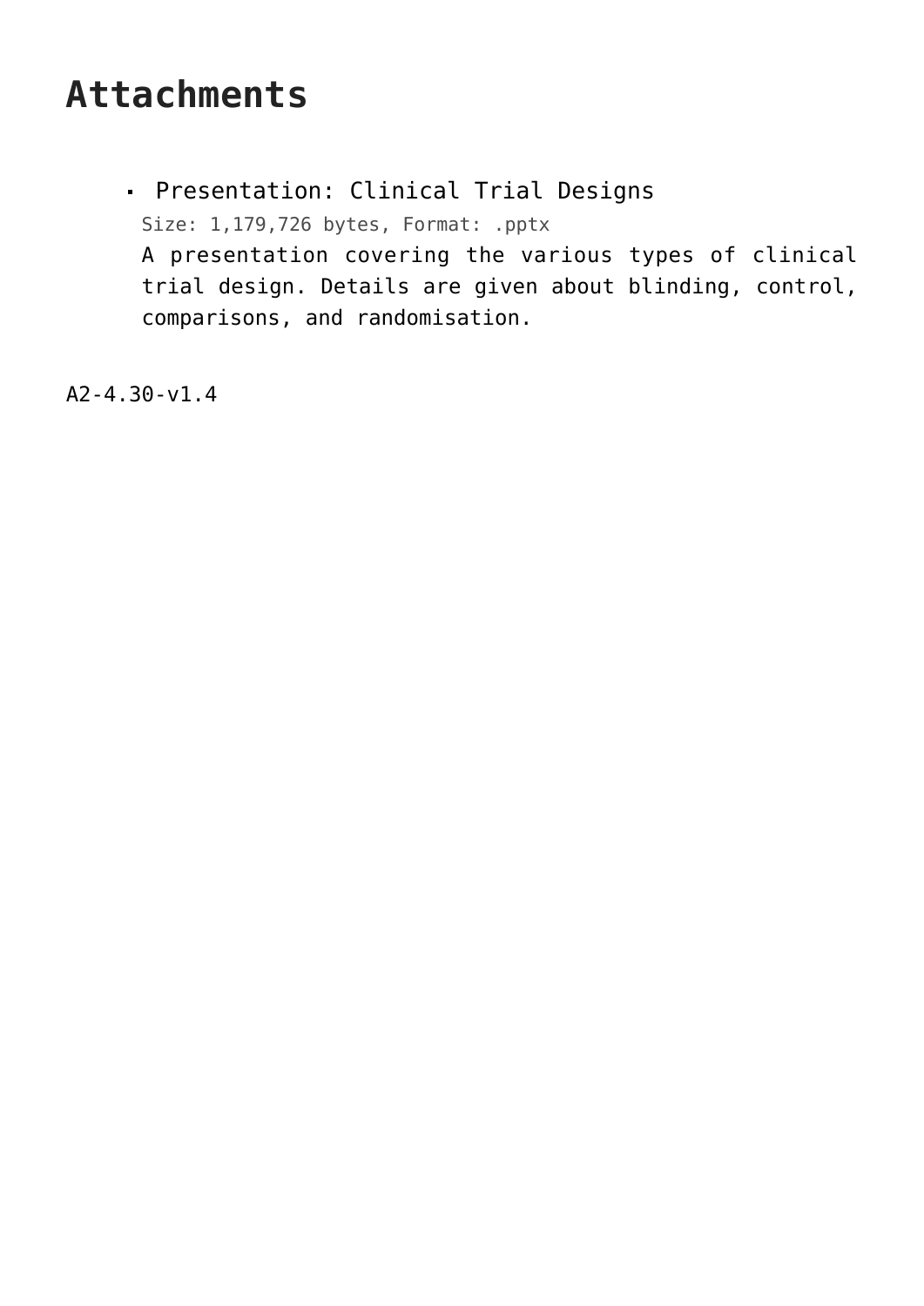# Attachments

- Presentation: Clinical Trial Designs
  Size: 1,179,726 bytes, Format: .pptx
  A presentation covering the various types of clinical trial design. Details are given about blinding, control, comparisons, and randomisation.

A2-4.30-v1.4